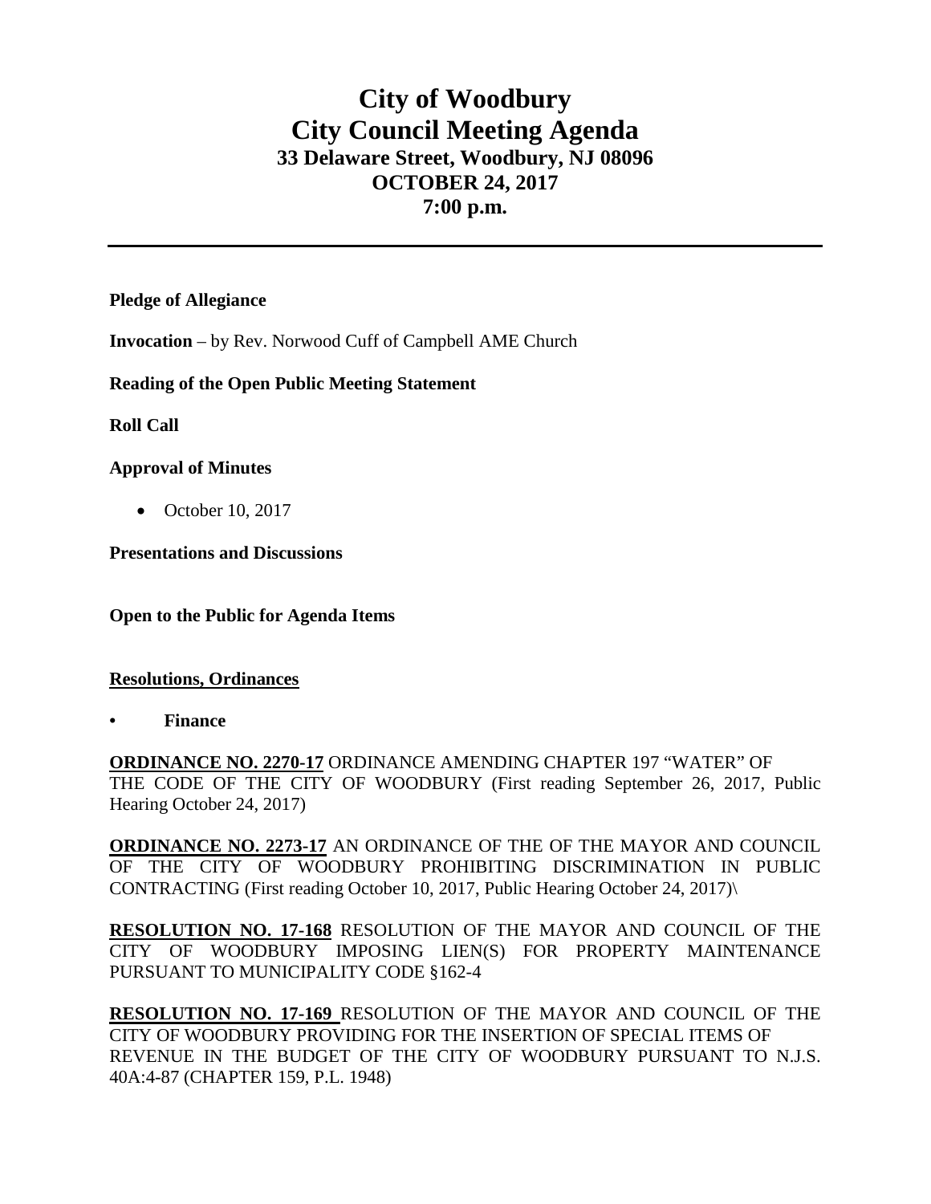# City of Woodbury
# City Council Meeting Agenda
## 33 Delaware Street, Woodbury, NJ 08096
## OCTOBER 24, 2017
## 7:00 p.m.

---

**Pledge of Allegiance**

**Invocation** – by Rev. Norwood Cuff of Campbell AME Church

**Reading of the Open Public Meeting Statement**

**Roll Call**

**Approval of Minutes**

- October 10, 2017

**Presentations and Discussions**

**Open to the Public for Agenda Items**

**Resolutions, Ordinances**

- **Finance**

**ORDINANCE NO. 2270-17** ORDINANCE AMENDING CHAPTER 197 "WATER" OF THE CODE OF THE CITY OF WOODBURY (First reading September 26, 2017, Public Hearing October 24, 2017)

**ORDINANCE NO. 2273-17** AN ORDINANCE OF THE OF THE MAYOR AND COUNCIL OF THE CITY OF WOODBURY PROHIBITING DISCRIMINATION IN PUBLIC CONTRACTING (First reading October 10, 2017, Public Hearing October 24, 2017)\

**RESOLUTION NO. 17-168** RESOLUTION OF THE MAYOR AND COUNCIL OF THE CITY OF WOODBURY IMPOSING LIEN(S) FOR PROPERTY MAINTENANCE PURSUANT TO MUNICIPALITY CODE §162-4

**RESOLUTION NO. 17-169** RESOLUTION OF THE MAYOR AND COUNCIL OF THE CITY OF WOODBURY PROVIDING FOR THE INSERTION OF SPECIAL ITEMS OF REVENUE IN THE BUDGET OF THE CITY OF WOODBURY PURSUANT TO N.J.S. 40A:4-87 (CHAPTER 159, P.L. 1948)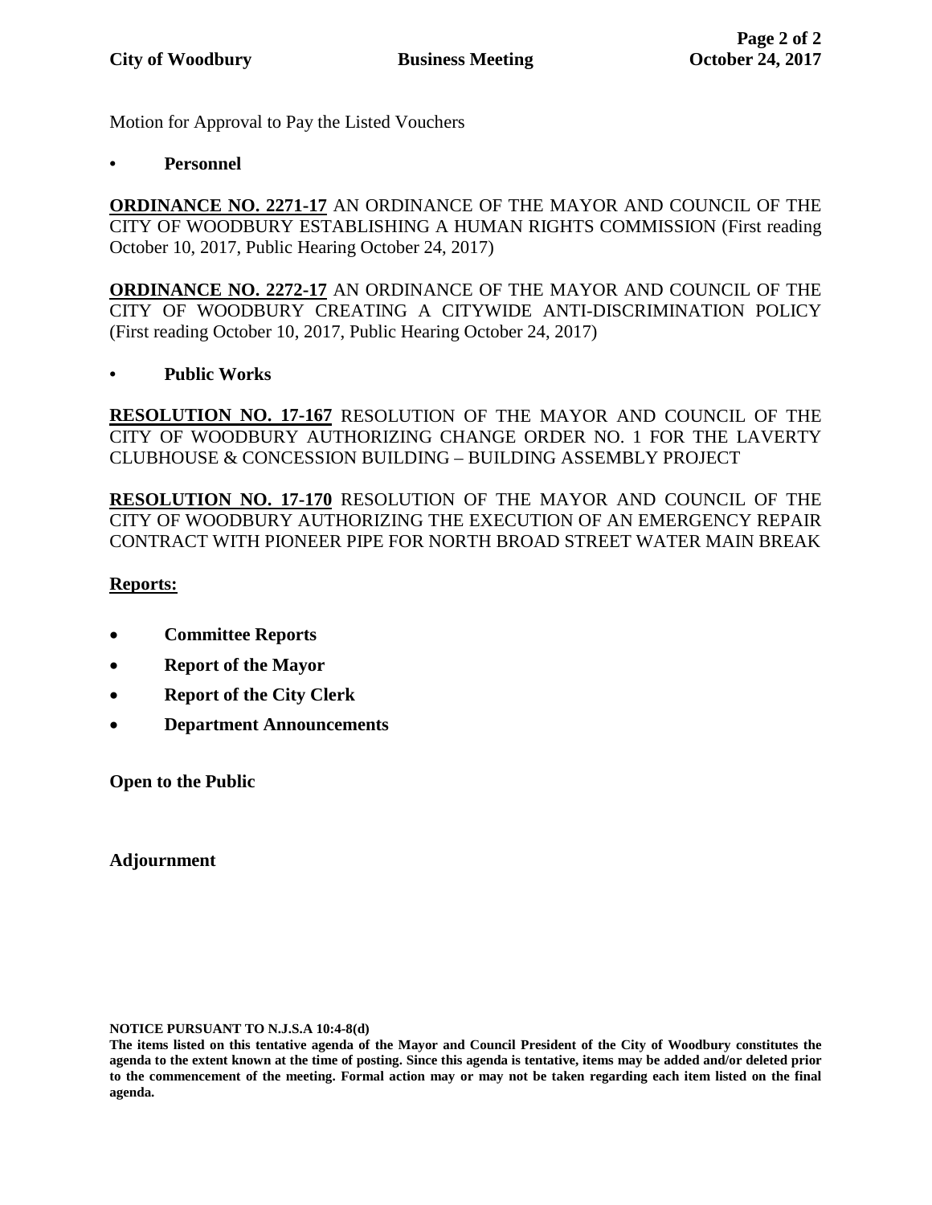Motion for Approval to Pay the Listed Vouchers

- **Personnel**

**ORDINANCE NO. 2271-17** AN ORDINANCE OF THE MAYOR AND COUNCIL OF THE CITY OF WOODBURY ESTABLISHING A HUMAN RIGHTS COMMISSION (First reading October 10, 2017, Public Hearing October 24, 2017)

**ORDINANCE NO. 2272-17** AN ORDINANCE OF THE MAYOR AND COUNCIL OF THE CITY OF WOODBURY CREATING A CITYWIDE ANTI-DISCRIMINATION POLICY (First reading October 10, 2017, Public Hearing October 24, 2017)

- **Public Works**

**RESOLUTION NO. 17-167** RESOLUTION OF THE MAYOR AND COUNCIL OF THE CITY OF WOODBURY AUTHORIZING CHANGE ORDER NO. 1 FOR THE LAVERTY CLUBHOUSE & CONCESSION BUILDING – BUILDING ASSEMBLY PROJECT

**RESOLUTION NO. 17-170** RESOLUTION OF THE MAYOR AND COUNCIL OF THE CITY OF WOODBURY AUTHORIZING THE EXECUTION OF AN EMERGENCY REPAIR CONTRACT WITH PIONEER PIPE FOR NORTH BROAD STREET WATER MAIN BREAK

**Reports:**

- **Committee Reports**
- **Report of the Mayor**
- **Report of the City Clerk**
- **Department Announcements**

**Open to the Public**

**Adjournment**

**NOTICE PURSUANT TO N.J.S.A 10:4-8(d)**
**The items listed on this tentative agenda of the Mayor and Council President of the City of Woodbury constitutes the agenda to the extent known at the time of posting. Since this agenda is tentative, items may be added and/or deleted prior to the commencement of the meeting. Formal action may or may not be taken regarding each item listed on the final agenda.**